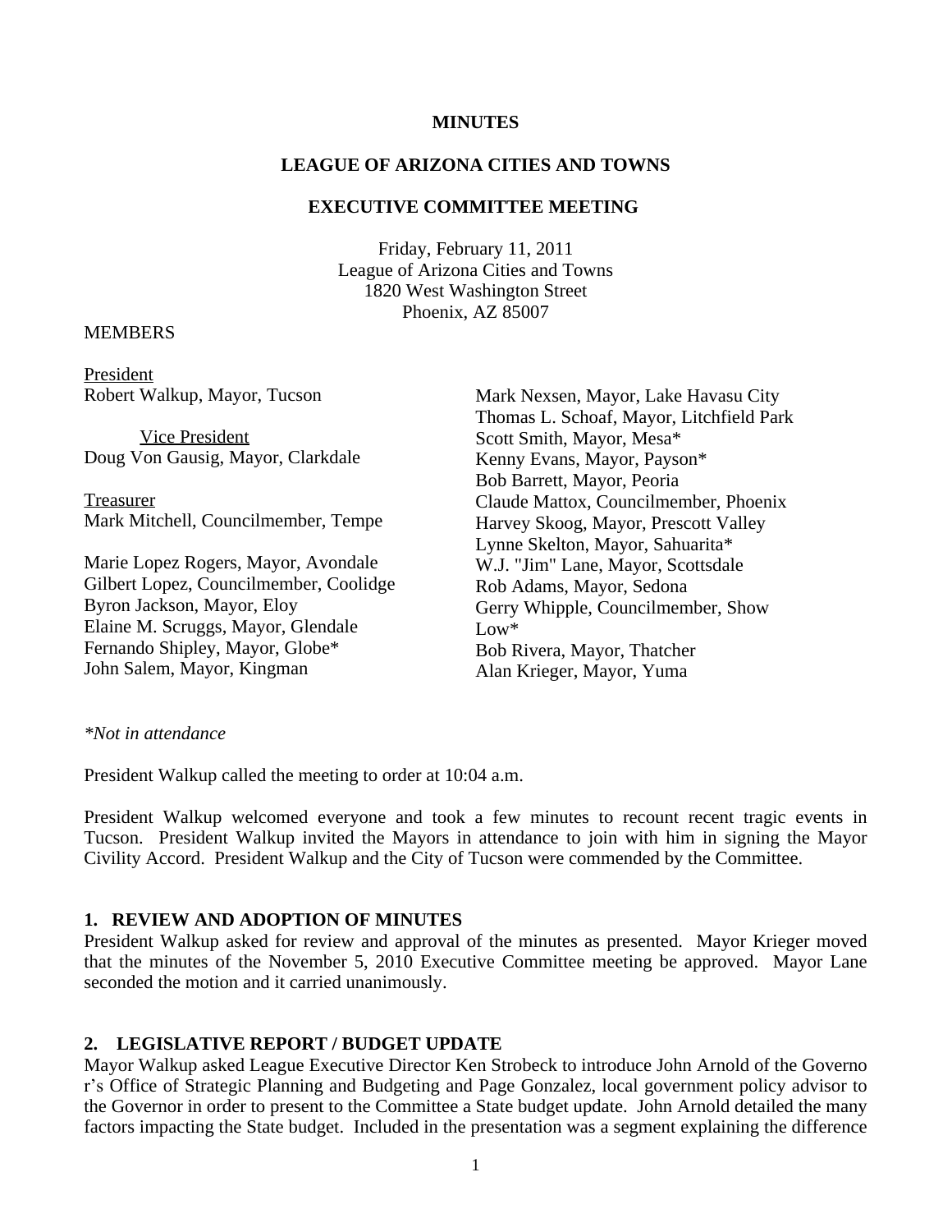**MINUTES**

**LEAGUE OF ARIZONA CITIES AND TOWNS**

**EXECUTIVE COMMITTEE MEETING**

Friday, February 11, 2011
League of Arizona Cities and Towns
1820 West Washington Street
Phoenix, AZ 85007

MEMBERS

President
Robert Walkup, Mayor, Tucson

Vice President
Doug Von Gausig, Mayor, Clarkdale

Treasurer
Mark Mitchell, Councilmember, Tempe

Marie Lopez Rogers, Mayor, Avondale
Gilbert Lopez, Councilmember, Coolidge
Byron Jackson, Mayor, Eloy
Elaine M. Scruggs, Mayor, Glendale
Fernando Shipley, Mayor, Globe*
John Salem, Mayor, Kingman
Mark Nexsen, Mayor, Lake Havasu City
Thomas L. Schoaf, Mayor, Litchfield Park
Scott Smith, Mayor, Mesa*
Kenny Evans, Mayor, Payson*
Bob Barrett, Mayor, Peoria
Claude Mattox, Councilmember, Phoenix
Harvey Skoog, Mayor, Prescott Valley
Lynne Skelton, Mayor, Sahuarita*
W.J. "Jim" Lane, Mayor, Scottsdale
Rob Adams, Mayor, Sedona
Gerry Whipple, Councilmember, Show Low*
Bob Rivera, Mayor, Thatcher
Alan Krieger, Mayor, Yuma

*\*Not in attendance*

President Walkup called the meeting to order at 10:04 a.m.

President Walkup welcomed everyone and took a few minutes to recount recent tragic events in Tucson. President Walkup invited the Mayors in attendance to join with him in signing the Mayor Civility Accord. President Walkup and the City of Tucson were commended by the Committee.

## 1. REVIEW AND ADOPTION OF MINUTES

President Walkup asked for review and approval of the minutes as presented. Mayor Krieger moved that the minutes of the November 5, 2010 Executive Committee meeting be approved. Mayor Lane seconded the motion and it carried unanimously.

## 2. LEGISLATIVE REPORT / BUDGET UPDATE

Mayor Walkup asked League Executive Director Ken Strobeck to introduce John Arnold of the Governor's Office of Strategic Planning and Budgeting and Page Gonzalez, local government policy advisor to the Governor in order to present to the Committee a State budget update. John Arnold detailed the many factors impacting the State budget. Included in the presentation was a segment explaining the difference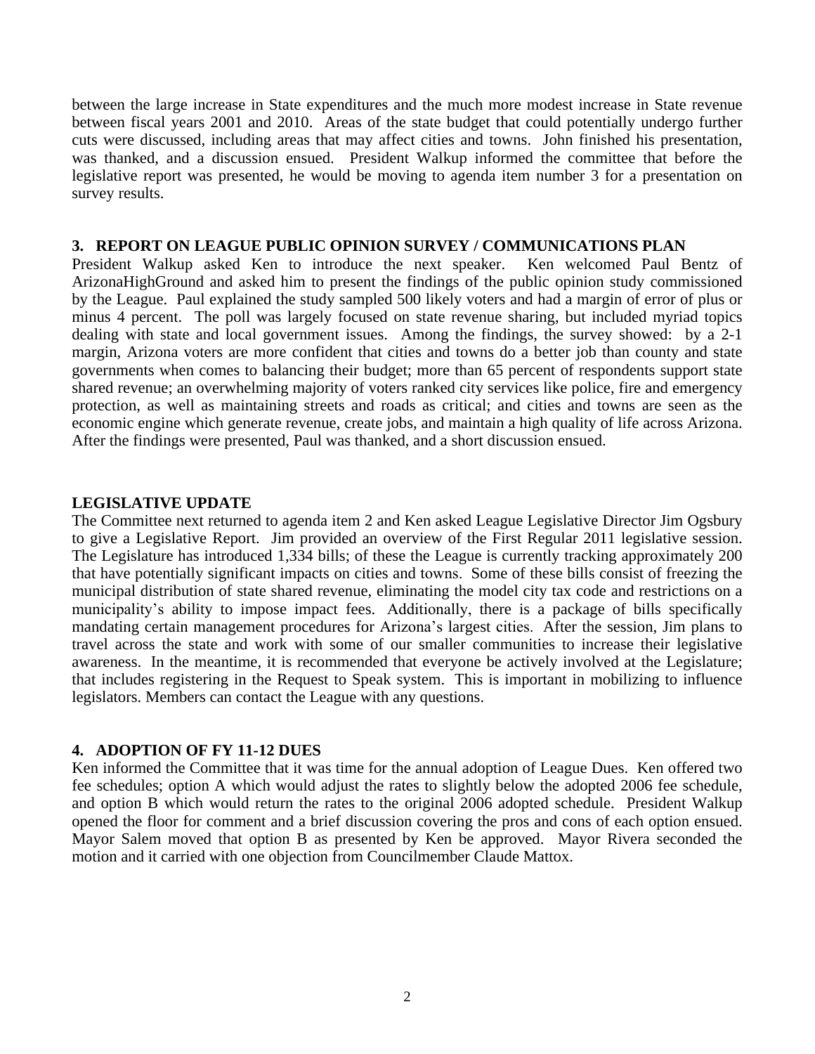between the large increase in State expenditures and the much more modest increase in State revenue between fiscal years 2001 and 2010. Areas of the state budget that could potentially undergo further cuts were discussed, including areas that may affect cities and towns. John finished his presentation, was thanked, and a discussion ensued. President Walkup informed the committee that before the legislative report was presented, he would be moving to agenda item number 3 for a presentation on survey results.

**3. REPORT ON LEAGUE PUBLIC OPINION SURVEY / COMMUNICATIONS PLAN**

President Walkup asked Ken to introduce the next speaker. Ken welcomed Paul Bentz of ArizonaHighGround and asked him to present the findings of the public opinion study commissioned by the League. Paul explained the study sampled 500 likely voters and had a margin of error of plus or minus 4 percent. The poll was largely focused on state revenue sharing, but included myriad topics dealing with state and local government issues. Among the findings, the survey showed: by a 2-1 margin, Arizona voters are more confident that cities and towns do a better job than county and state governments when comes to balancing their budget; more than 65 percent of respondents support state shared revenue; an overwhelming majority of voters ranked city services like police, fire and emergency protection, as well as maintaining streets and roads as critical; and cities and towns are seen as the economic engine which generate revenue, create jobs, and maintain a high quality of life across Arizona. After the findings were presented, Paul was thanked, and a short discussion ensued.

**LEGISLATIVE UPDATE**

The Committee next returned to agenda item 2 and Ken asked League Legislative Director Jim Ogsbury to give a Legislative Report. Jim provided an overview of the First Regular 2011 legislative session. The Legislature has introduced 1,334 bills; of these the League is currently tracking approximately 200 that have potentially significant impacts on cities and towns. Some of these bills consist of freezing the municipal distribution of state shared revenue, eliminating the model city tax code and restrictions on a municipality's ability to impose impact fees. Additionally, there is a package of bills specifically mandating certain management procedures for Arizona's largest cities. After the session, Jim plans to travel across the state and work with some of our smaller communities to increase their legislative awareness. In the meantime, it is recommended that everyone be actively involved at the Legislature; that includes registering in the Request to Speak system. This is important in mobilizing to influence legislators. Members can contact the League with any questions.

**4. ADOPTION OF FY 11-12 DUES**

Ken informed the Committee that it was time for the annual adoption of League Dues. Ken offered two fee schedules; option A which would adjust the rates to slightly below the adopted 2006 fee schedule, and option B which would return the rates to the original 2006 adopted schedule. President Walkup opened the floor for comment and a brief discussion covering the pros and cons of each option ensued. Mayor Salem moved that option B as presented by Ken be approved. Mayor Rivera seconded the motion and it carried with one objection from Councilmember Claude Mattox.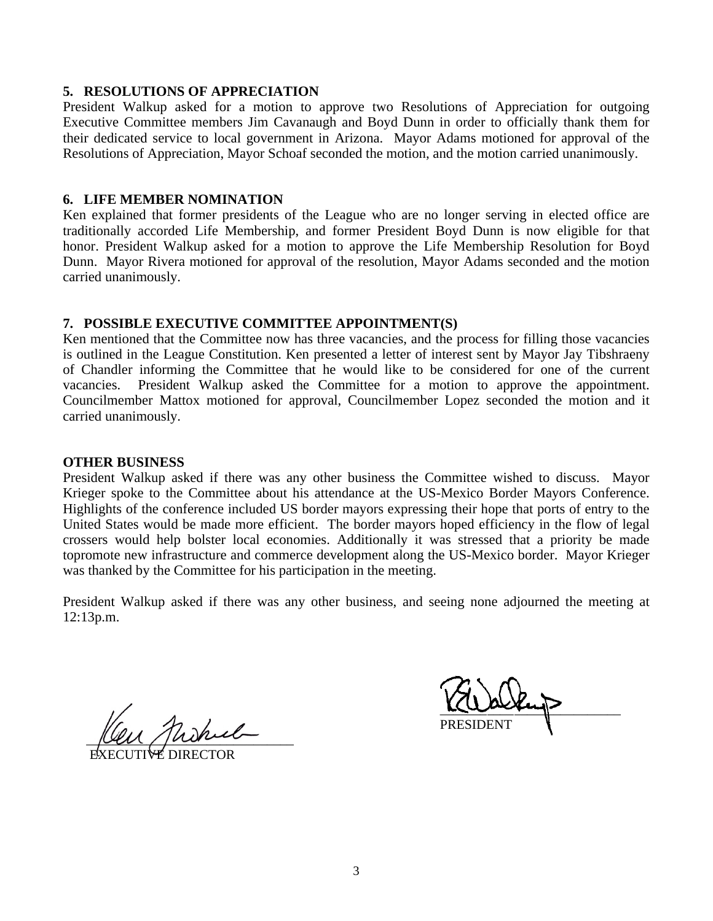**5. RESOLUTIONS OF APPRECIATION**

President Walkup asked for a motion to approve two Resolutions of Appreciation for outgoing Executive Committee members Jim Cavanaugh and Boyd Dunn in order to officially thank them for their dedicated service to local government in Arizona. Mayor Adams motioned for approval of the Resolutions of Appreciation, Mayor Schoaf seconded the motion, and the motion carried unanimously.

**6. LIFE MEMBER NOMINATION**

Ken explained that former presidents of the League who are no longer serving in elected office are traditionally accorded Life Membership, and former President Boyd Dunn is now eligible for that honor. President Walkup asked for a motion to approve the Life Membership Resolution for Boyd Dunn. Mayor Rivera motioned for approval of the resolution, Mayor Adams seconded and the motion carried unanimously.

**7. POSSIBLE EXECUTIVE COMMITTEE APPOINTMENT(S)**

Ken mentioned that the Committee now has three vacancies, and the process for filling those vacancies is outlined in the League Constitution. Ken presented a letter of interest sent by Mayor Jay Tibshraeny of Chandler informing the Committee that he would like to be considered for one of the current vacancies. President Walkup asked the Committee for a motion to approve the appointment. Councilmember Mattox motioned for approval, Councilmember Lopez seconded the motion and it carried unanimously.

**OTHER BUSINESS**

President Walkup asked if there was any other business the Committee wished to discuss. Mayor Krieger spoke to the Committee about his attendance at the US-Mexico Border Mayors Conference. Highlights of the conference included US border mayors expressing their hope that ports of entry to the United States would be made more efficient. The border mayors hoped efficiency in the flow of legal crossers would help bolster local economies. Additionally it was stressed that a priority be made topromote new infrastructure and commerce development along the US-Mexico border. Mayor Krieger was thanked by the Committee for his participation in the meeting.

President Walkup asked if there was any other business, and seeing none adjourned the meeting at 12:13p.m.

\_\_\_\_\_\_\_\_\_\_\_\_\_\_\_\_\_\_\_\_\_\_\_\_\_\_\_\_
EXECUTIVE DIRECTOR

\_\_\_\_\_\_\_\_\_\_\_\_\_\_\_\_\_\_\_\_\_\_\_\_\_\_\_\_
PRESIDENT